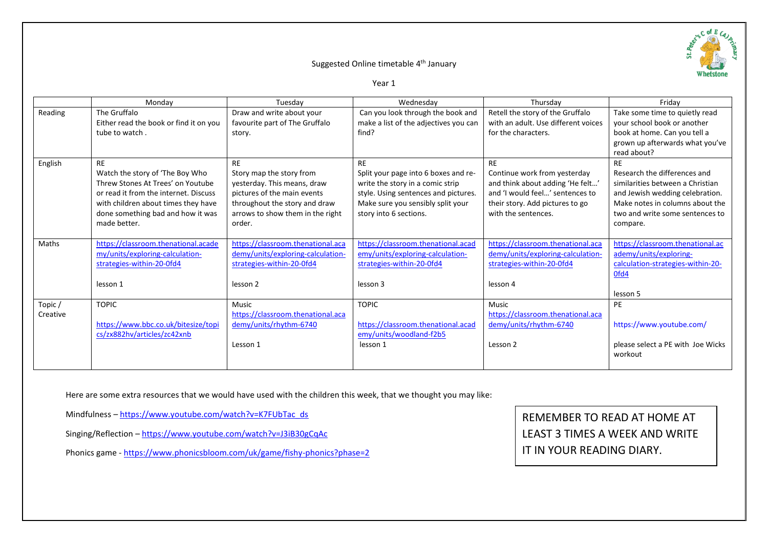Suggested Online timetable 4th January

Year 1

| | Monday | Tuesday | Wednesday | Thursday | Friday |
|---|---|---|---|---|---|
| Reading | The Gruffalo<br>Either read the book or find it on you tube to watch . | Draw and write about your favourite part of The Gruffalo story. | Can you look through the book and make a list of the adjectives you can find? | Retell the story of the Gruffalo with an adult. Use different voices for the characters. | Take some time to quietly read your school book or another book at home. Can you tell a grown up afterwards what you've read about? |
| English | RE<br>Watch the story of 'The Boy Who Threw Stones At Trees' on Youtube or read it from the internet. Discuss with children about times they have done something bad and how it was made better. | RE<br>Story map the story from yesterday. This means, draw pictures of the main events throughout the story and draw arrows to show them in the right order. | RE<br>Split your page into 6 boxes and re-write the story in a comic strip style. Using sentences and pictures. Make sure you sensibly split your story into 6 sections. | RE<br>Continue work from yesterday and think about adding 'He felt…' and 'I would feel…' sentences to their story. Add pictures to go with the sentences. | RE<br>Research the differences and similarities between a Christian and Jewish wedding celebration. Make notes in columns about the two and write some sentences to compare. |
| Maths | https://classroom.thenational.academy/units/exploring-calculation-strategies-within-20-0fd4<br><br>lesson 1 | https://classroom.thenational.academy/units/exploring-calculation-strategies-within-20-0fd4<br><br>lesson 2 | https://classroom.thenational.academy/units/exploring-calculation-strategies-within-20-0fd4<br><br>lesson 3 | https://classroom.thenational.academy/units/exploring-calculation-strategies-within-20-0fd4<br><br>lesson 4 | https://classroom.thenational.academy/units/exploring-calculation-strategies-within-20-0fd4<br><br>lesson 5 |
| Topic / Creative | TOPIC<br><br>https://www.bbc.co.uk/bitesize/topics/zx882hv/articles/zc42xnb | Music<br>https://classroom.thenational.academy/units/rhythm-6740<br><br>Lesson 1 | TOPIC<br><br>https://classroom.thenational.academy/units/woodland-f2b5<br>lesson 1 | Music<br>https://classroom.thenational.academy/units/rhythm-6740<br><br>Lesson 2 | PE<br><br>https://www.youtube.com/<br><br>please select a PE with Joe Wicks workout |

Here are some extra resources that we would have used with the children this week, that we thought you may like:

Mindfulness – https://www.youtube.com/watch?v=K7FUbTac_ds

Singing/Reflection – https://www.youtube.com/watch?v=J3iB30gCqAc

Phonics game - https://www.phonicsbloom.com/uk/game/fishy-phonics?phase=2

REMEMBER TO READ AT HOME AT LEAST 3 TIMES A WEEK AND WRITE IT IN YOUR READING DIARY.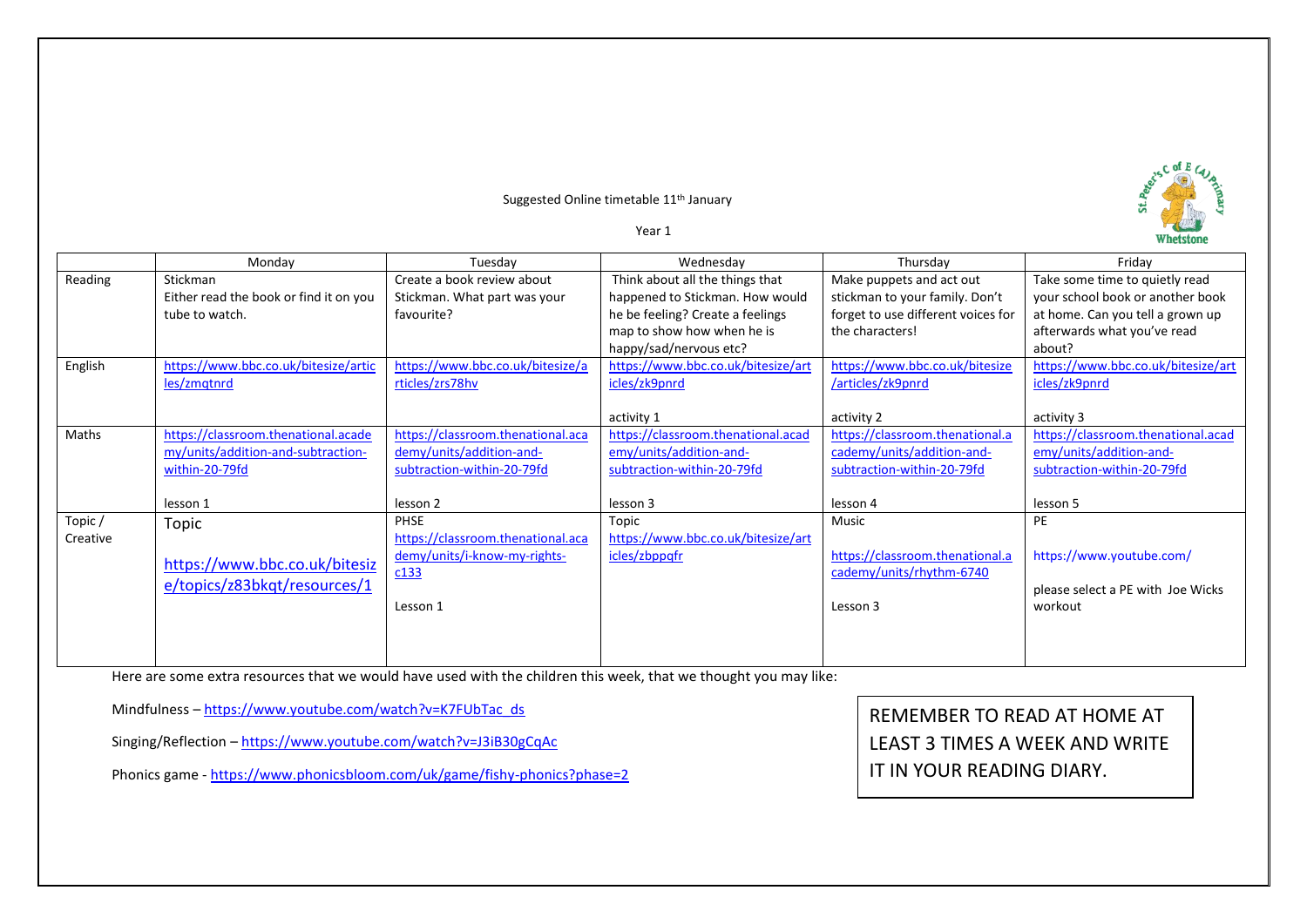Suggested Online timetable 11th January

Year 1

| | Monday | Tuesday | Wednesday | Thursday | Friday |
|---|---|---|---|---|---|
| Reading | Stickman<br>Either read the book or find it on you tube to watch. | Create a book review about Stickman. What part was your favourite? | Think about all the things that happened to Stickman. How would he be feeling? Create a feelings map to show how when he is happy/sad/nervous etc? | Make puppets and act out stickman to your family. Don't forget to use different voices for the characters! | Take some time to quietly read your school book or another book at home. Can you tell a grown up afterwards what you've read about? |
| English | https://www.bbc.co.uk/bitesize/articles/zmqtnrd | https://www.bbc.co.uk/bitesize/articles/zrs78hv | https://www.bbc.co.uk/bitesize/articles/zk9pnrd<br><br>activity 1 | https://www.bbc.co.uk/bitesize/articles/zk9pnrd<br><br>activity 2 | https://www.bbc.co.uk/bitesize/articles/zk9pnrd<br><br>activity 3 |
| Maths | https://classroom.thenational.academy/units/addition-and-subtraction-within-20-79fd<br><br>lesson 1 | https://classroom.thenational.academy/units/addition-and-subtraction-within-20-79fd<br><br>lesson 2 | https://classroom.thenational.academy/units/addition-and-subtraction-within-20-79fd<br><br>lesson 3 | https://classroom.thenational.academy/units/addition-and-subtraction-within-20-79fd<br><br>lesson 4 | https://classroom.thenational.academy/units/addition-and-subtraction-within-20-79fd<br><br>lesson 5 |
| Topic / Creative | Topic<br><br>https://www.bbc.co.uk/bitesize/topics/z83bkqt/resources/1 | PHSE<br>https://classroom.thenational.academy/units/i-know-my-rights-c133<br><br>Lesson 1 | Topic<br>https://www.bbc.co.uk/bitesize/articles/zbppqfr | Music<br><br>https://classroom.thenational.academy/units/rhythm-6740<br><br>Lesson 3 | PE<br><br>https://www.youtube.com/<br><br>please select a PE with Joe Wicks workout |

Here are some extra resources that we would have used with the children this week, that we thought you may like:

Mindfulness – https://www.youtube.com/watch?v=K7FUbTac_ds

Singing/Reflection – https://www.youtube.com/watch?v=J3iB30gCqAc

Phonics game - https://www.phonicsbloom.com/uk/game/fishy-phonics?phase=2

REMEMBER TO READ AT HOME AT LEAST 3 TIMES A WEEK AND WRITE IT IN YOUR READING DIARY.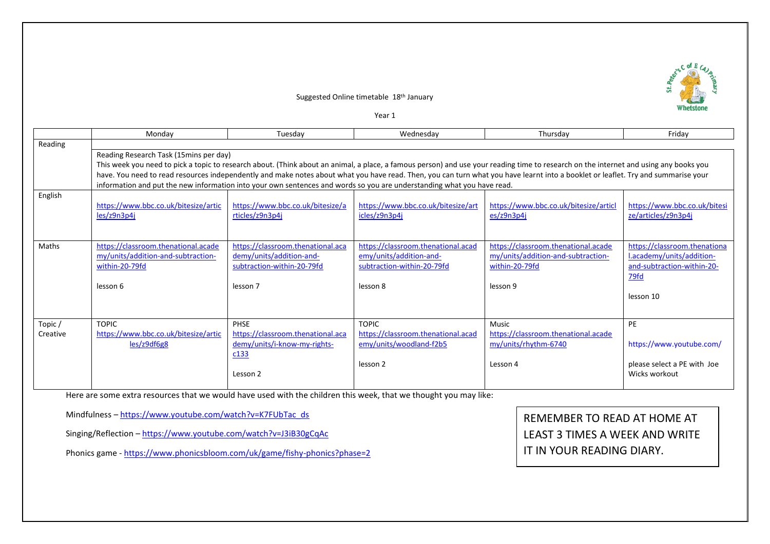Suggested Online timetable 18th January

Year 1

| | Monday | Tuesday | Wednesday | Thursday | Friday |
|---|---|---|---|---|---|
| Reading | Reading Research Task (15mins per day)<br>This week you need to pick a topic to research about. (Think about an animal, a place, a famous person) and use your reading time to research on the internet and using any books you have. You need to read resources independently and make notes about what you have read. Then, you can turn what you have learnt into a booklet or leaflet. Try and summarise your information and put the new information into your own sentences and words so you are understanding what you have read. | | | | |
| English | https://www.bbc.co.uk/bitesize/articles/z9n3p4j | https://www.bbc.co.uk/bitesize/articles/z9n3p4j | https://www.bbc.co.uk/bitesize/articles/z9n3p4j | https://www.bbc.co.uk/bitesize/articles/z9n3p4j | https://www.bbc.co.uk/bitesize/articles/z9n3p4j |
| Maths | https://classroom.thenational.academy/units/addition-and-subtraction-within-20-79fd<br><br>lesson 6 | https://classroom.thenational.academy/units/addition-and-subtraction-within-20-79fd<br><br>lesson 7 | https://classroom.thenational.academy/units/addition-and-subtraction-within-20-79fd<br><br>lesson 8 | https://classroom.thenational.academy/units/addition-and-subtraction-within-20-79fd<br><br>lesson 9 | https://classroom.thenational.academy/units/addition-and-subtraction-within-20-79fd<br><br>lesson 10 |
| Topic / Creative | TOPIC<br>https://www.bbc.co.uk/bitesize/articles/z9df6g8 | PHSE<br>https://classroom.thenational.academy/units/i-know-my-rights-c133<br><br>Lesson 2 | TOPIC<br>https://classroom.thenational.academy/units/woodland-f2b5<br><br>lesson 2 | Music<br>https://classroom.thenational.academy/units/rhythm-6740<br><br>Lesson 4 | PE<br><br>https://www.youtube.com/<br><br>please select a PE with Joe Wicks workout |

Here are some extra resources that we would have used with the children this week, that we thought you may like:

Mindfulness – https://www.youtube.com/watch?v=K7FUbTac_ds

Singing/Reflection – https://www.youtube.com/watch?v=J3iB30gCqAc

Phonics game - https://www.phonicsbloom.com/uk/game/fishy-phonics?phase=2

REMEMBER TO READ AT HOME AT LEAST 3 TIMES A WEEK AND WRITE IT IN YOUR READING DIARY.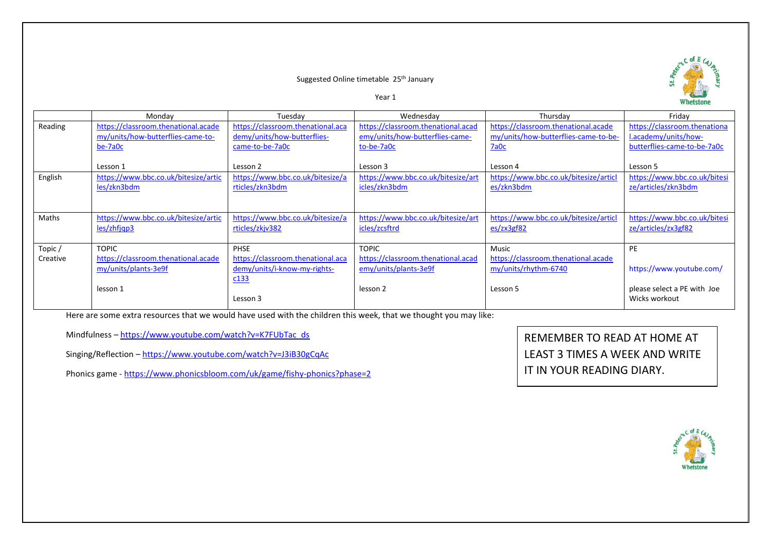Suggested Online timetable 25th January

Year 1

| | Monday | Tuesday | Wednesday | Thursday | Friday |
|---|---|---|---|---|---|
| Reading | https://classroom.thenational.academy/units/how-butterflies-came-to-be-7a0c<br><br>Lesson 1 | https://classroom.thenational.academy/units/how-butterflies-came-to-be-7a0c<br><br>Lesson 2 | https://classroom.thenational.academy/units/how-butterflies-came-to-be-7a0c<br><br>Lesson 3 | https://classroom.thenational.academy/units/how-butterflies-came-to-be-7a0c<br><br>Lesson 4 | https://classroom.thenational.academy/units/how-butterflies-came-to-be-7a0c<br><br>Lesson 5 |
| English | https://www.bbc.co.uk/bitesize/articles/zkn3bdm | https://www.bbc.co.uk/bitesize/articles/zkn3bdm | https://www.bbc.co.uk/bitesize/articles/zkn3bdm | https://www.bbc.co.uk/bitesize/articles/zkn3bdm | https://www.bbc.co.uk/bitesize/articles/zkn3bdm |
| Maths | https://www.bbc.co.uk/bitesize/articles/zhfjqp3 | https://www.bbc.co.uk/bitesize/articles/zkjv382 | https://www.bbc.co.uk/bitesize/articles/zcsftrd | https://www.bbc.co.uk/bitesize/articles/zx3gf82 | https://www.bbc.co.uk/bitesize/articles/zx3gf82 |
| Topic / Creative | TOPIC<br>https://classroom.thenational.academy/units/plants-3e9f<br><br>lesson 1 | PHSE<br>https://classroom.thenational.academy/units/i-know-my-rights-c133<br><br>Lesson 3 | TOPIC<br>https://classroom.thenational.academy/units/plants-3e9f<br><br>lesson 2 | Music<br>https://classroom.thenational.academy/units/rhythm-6740<br><br>Lesson 5 | PE<br><br>https://www.youtube.com/<br><br>please select a PE with Joe Wicks workout |

Here are some extra resources that we would have used with the children this week, that we thought you may like:

Mindfulness – https://www.youtube.com/watch?v=K7FUbTac_ds

Singing/Reflection – https://www.youtube.com/watch?v=J3iB30gCqAc

Phonics game - https://www.phonicsbloom.com/uk/game/fishy-phonics?phase=2

REMEMBER TO READ AT HOME AT LEAST 3 TIMES A WEEK AND WRITE IT IN YOUR READING DIARY.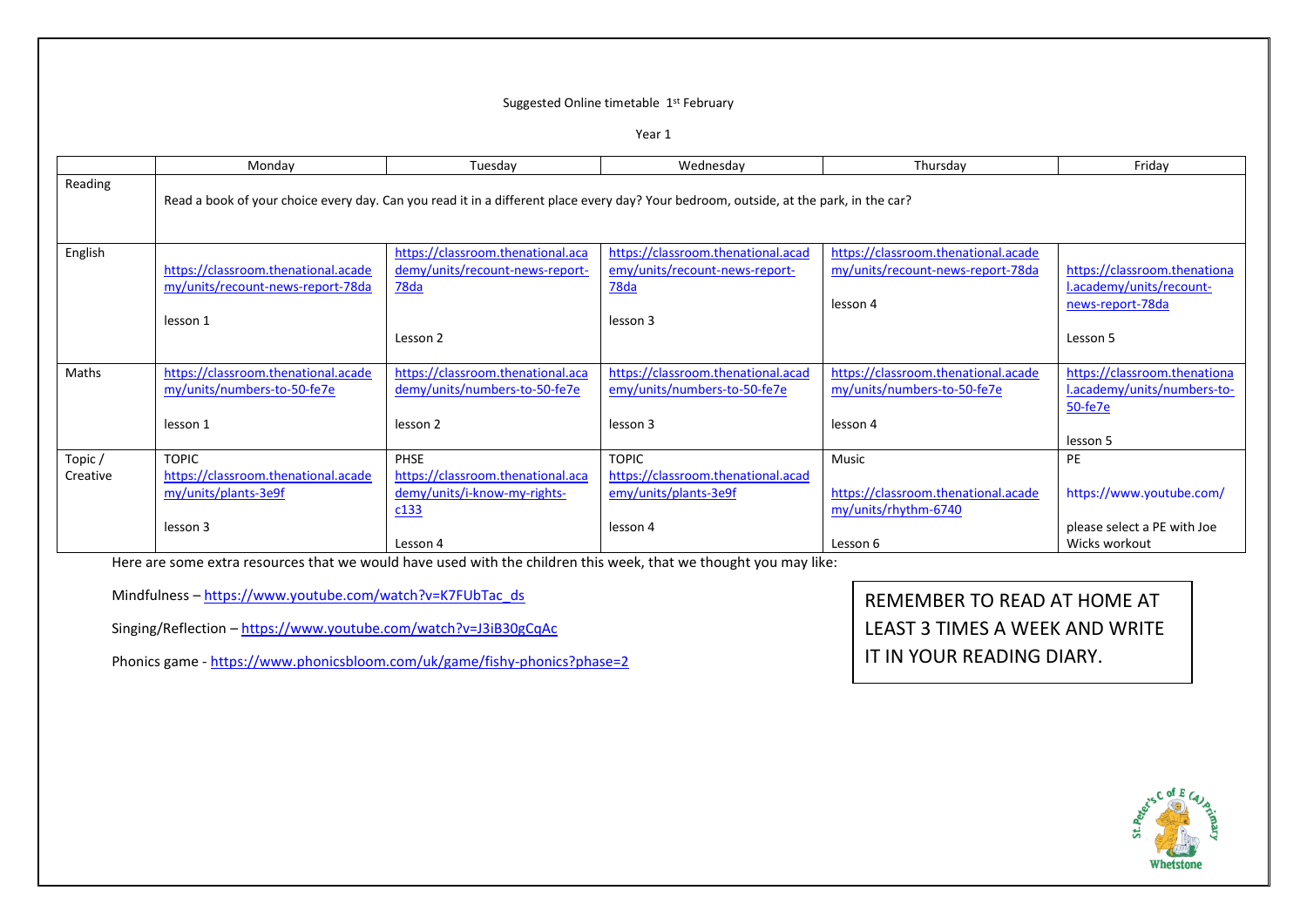Suggested Online timetable 1st February

Year 1

| | Monday | Tuesday | Wednesday | Thursday | Friday |
|---|---|---|---|---|---|
| Reading | Read a book of your choice every day. Can you read it in a different place every day? Your bedroom, outside, at the park, in the car? | | | | |
| English | https://classroom.thenational.academy/units/recount-news-report-78da<br><br>lesson 1 | https://classroom.thenational.academy/units/recount-news-report-78da<br><br>Lesson 2 | https://classroom.thenational.academy/units/recount-news-report-78da<br><br>lesson 3 | https://classroom.thenational.academy/units/recount-news-report-78da<br><br>lesson 4 | https://classroom.thenational.academy/units/recount-news-report-78da<br><br>Lesson 5 |
| Maths | https://classroom.thenational.academy/units/numbers-to-50-fe7e<br><br>lesson 1 | https://classroom.thenational.academy/units/numbers-to-50-fe7e<br><br>lesson 2 | https://classroom.thenational.academy/units/numbers-to-50-fe7e<br><br>lesson 3 | https://classroom.thenational.academy/units/numbers-to-50-fe7e<br><br>lesson 4 | https://classroom.thenational.academy/units/numbers-to-50-fe7e<br><br>lesson 5 |
| Topic / Creative | TOPIC<br>https://classroom.thenational.academy/units/plants-3e9f<br><br>lesson 3 | PHSE<br>https://classroom.thenational.academy/units/i-know-my-rights-c133<br><br>Lesson 4 | TOPIC<br>https://classroom.thenational.academy/units/plants-3e9f<br><br>lesson 4 | Music<br><br>https://classroom.thenational.academy/units/rhythm-6740<br><br>Lesson 6 | PE<br><br>https://www.youtube.com/<br><br>please select a PE with Joe Wicks workout |

Here are some extra resources that we would have used with the children this week, that we thought you may like:

Mindfulness – https://www.youtube.com/watch?v=K7FUbTac_ds

Singing/Reflection – https://www.youtube.com/watch?v=J3iB30gCqAc

Phonics game - https://www.phonicsbloom.com/uk/game/fishy-phonics?phase=2

REMEMBER TO READ AT HOME AT LEAST 3 TIMES A WEEK AND WRITE IT IN YOUR READING DIARY.

St. Peter's C of E (A) Primary Whetstone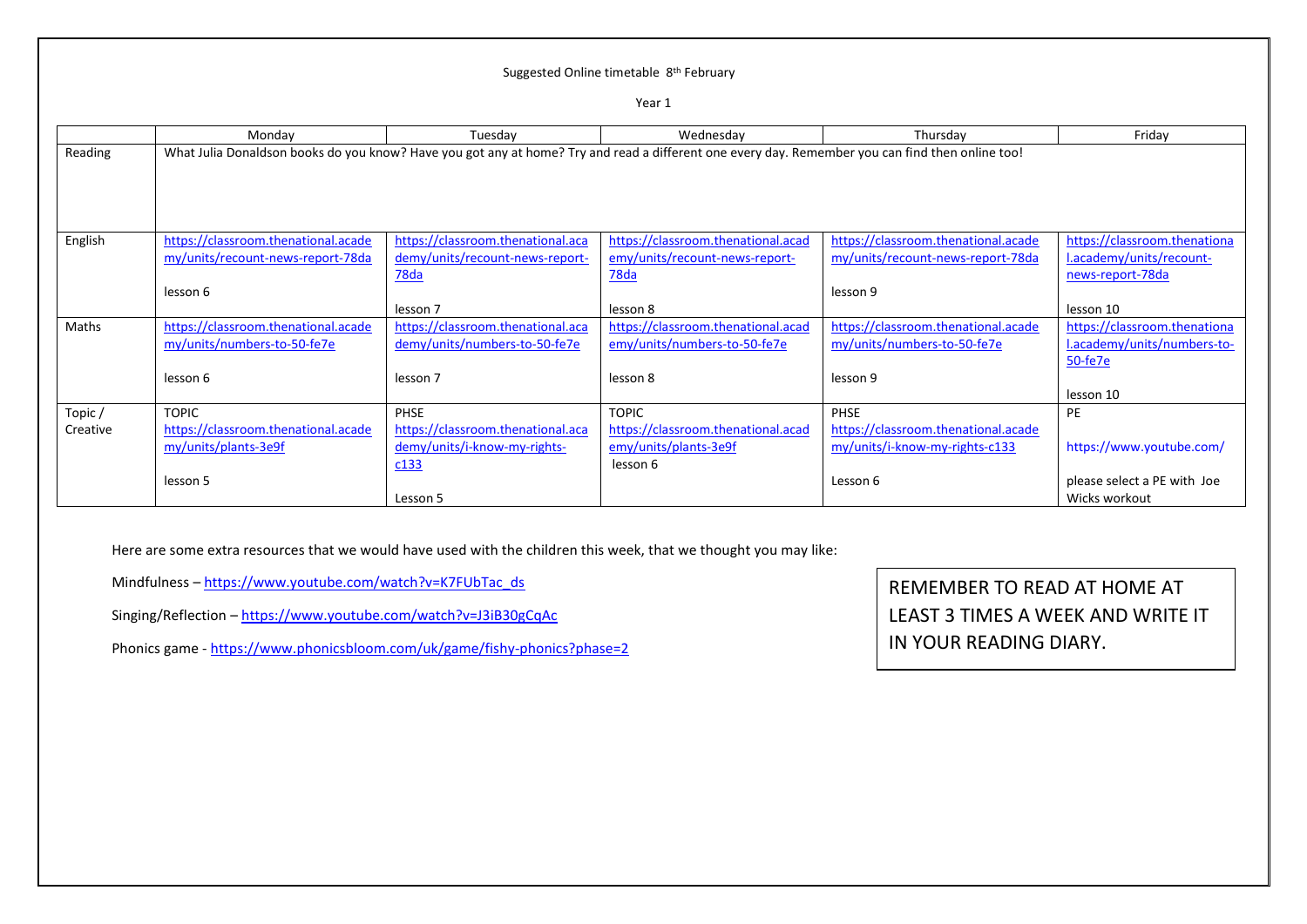Suggested Online timetable 8th February

Year 1

| | Monday | Tuesday | Wednesday | Thursday | Friday |
|---|---|---|---|---|---|
| Reading | What Julia Donaldson books do you know? Have you got any at home? Try and read a different one every day. Remember you can find then online too! | | | | |
| English | https://classroom.thenational.academy/units/recount-news-report-78da lesson 6 | https://classroom.thenational.academy/units/recount-news-report-78da lesson 7 | https://classroom.thenational.academy/units/recount-news-report-78da lesson 8 | https://classroom.thenational.academy/units/recount-news-report-78da lesson 9 | https://classroom.thenational.academy/units/recount-news-report-78da lesson 10 |
| Maths | https://classroom.thenational.academy/units/numbers-to-50-fe7e lesson 6 | https://classroom.thenational.academy/units/numbers-to-50-fe7e lesson 7 | https://classroom.thenational.academy/units/numbers-to-50-fe7e lesson 8 | https://classroom.thenational.academy/units/numbers-to-50-fe7e lesson 9 | https://classroom.thenational.academy/units/numbers-to-50-fe7e lesson 10 |
| Topic / Creative | TOPIC https://classroom.thenational.academy/units/plants-3e9f lesson 5 | PHSE https://classroom.thenational.academy/units/i-know-my-rights-c133 Lesson 5 | TOPIC https://classroom.thenational.academy/units/plants-3e9f lesson 6 | PHSE https://classroom.thenational.academy/units/i-know-my-rights-c133 Lesson 6 | PE https://www.youtube.com/ please select a PE with Joe Wicks workout |

Here are some extra resources that we would have used with the children this week, that we thought you may like:

Mindfulness – https://www.youtube.com/watch?v=K7FUbTac_ds

Singing/Reflection – https://www.youtube.com/watch?v=J3iB30gCqAc

Phonics game - https://www.phonicsbloom.com/uk/game/fishy-phonics?phase=2

REMEMBER TO READ AT HOME AT LEAST 3 TIMES A WEEK AND WRITE IT IN YOUR READING DIARY.